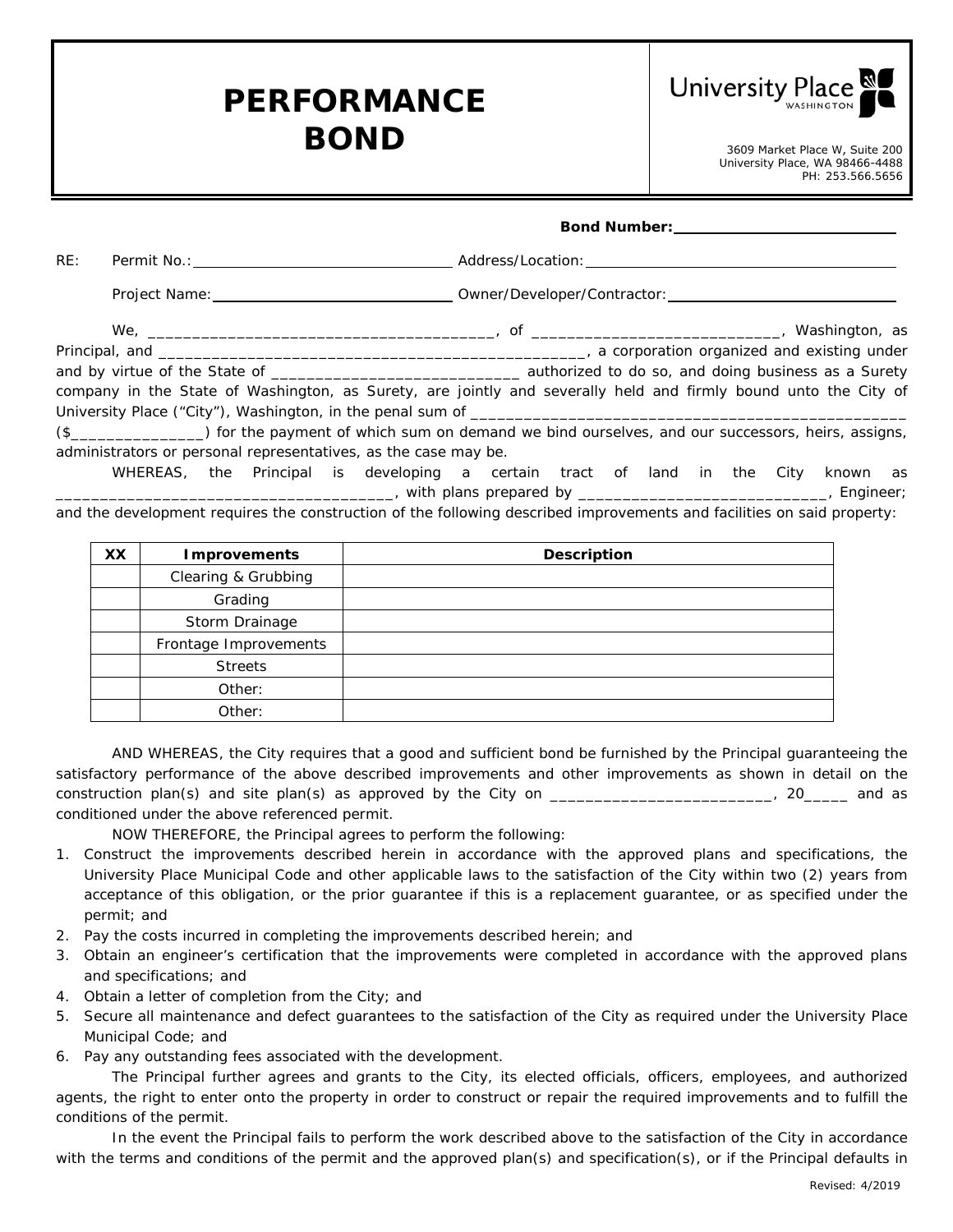# PERFORMANCE BOND

University Place WASHINGTON

3609 Market Place W, Suite 200
University Place, WA 98466-4488
PH: 253.566.5656

**Bond Number:** ____________________

RE: Permit No.: ____________________ Address/Location: ____________________

Project Name: ____________________ Owner/Developer/Contractor: ____________________

We, ________________________________________, of ____________________________, Washington, as Principal, and __________________________________________________, a corporation organized and existing under and by virtue of the State of ____________________________ authorized to do so, and doing business as a Surety company in the State of Washington, as Surety, are jointly and severally held and firmly bound unto the City of University Place ("City"), Washington, in the penal sum of ____________________________________________________ ($_______________) for the payment of which sum on demand we bind ourselves, and our successors, heirs, assigns, administrators or personal representatives, as the case may be.

WHEREAS, the Principal is developing a certain tract of land in the City known as ______________________________________, with plans prepared by ____________________________, Engineer; and the development requires the construction of the following described improvements and facilities on said property:

| XX | Improvements | Description |
|---|---|---|
| | Clearing & Grubbing | |
| | Grading | |
| | Storm Drainage | |
| | Frontage Improvements | |
| | Streets | |
| | Other: | |
| | Other: | |

AND WHEREAS, the City requires that a good and sufficient bond be furnished by the Principal guaranteeing the satisfactory performance of the above described improvements and other improvements as shown in detail on the construction plan(s) and site plan(s) as approved by the City on __________________________, 20_____ and as conditioned under the above referenced permit.

NOW THEREFORE, the Principal agrees to perform the following:

1. Construct the improvements described herein in accordance with the approved plans and specifications, the University Place Municipal Code and other applicable laws to the satisfaction of the City within two (2) years from acceptance of this obligation, or the prior guarantee if this is a replacement guarantee, or as specified under the permit; and
2. Pay the costs incurred in completing the improvements described herein; and
3. Obtain an engineer's certification that the improvements were completed in accordance with the approved plans and specifications; and
4. Obtain a letter of completion from the City; and
5. Secure all maintenance and defect guarantees to the satisfaction of the City as required under the University Place Municipal Code; and
6. Pay any outstanding fees associated with the development.

The Principal further agrees and grants to the City, its elected officials, officers, employees, and authorized agents, the right to enter onto the property in order to construct or repair the required improvements and to fulfill the conditions of the permit.

In the event the Principal fails to perform the work described above to the satisfaction of the City in accordance with the terms and conditions of the permit and the approved plan(s) and specification(s), or if the Principal defaults in

Revised: 4/2019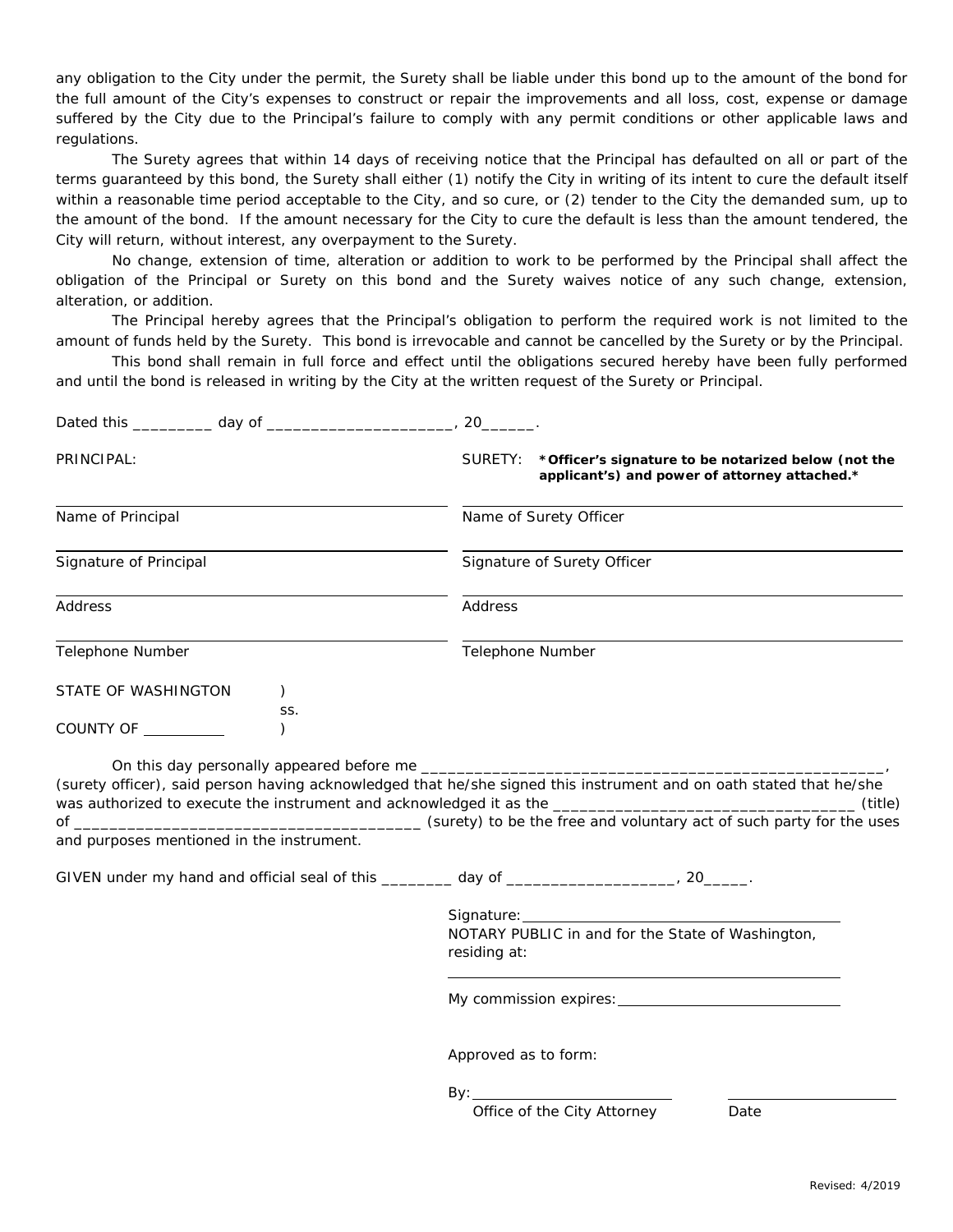any obligation to the City under the permit, the Surety shall be liable under this bond up to the amount of the bond for the full amount of the City's expenses to construct or repair the improvements and all loss, cost, expense or damage suffered by the City due to the Principal's failure to comply with any permit conditions or other applicable laws and regulations.

The Surety agrees that within 14 days of receiving notice that the Principal has defaulted on all or part of the terms guaranteed by this bond, the Surety shall either (1) notify the City in writing of its intent to cure the default itself within a reasonable time period acceptable to the City, and so cure, or (2) tender to the City the demanded sum, up to the amount of the bond. If the amount necessary for the City to cure the default is less than the amount tendered, the City will return, without interest, any overpayment to the Surety.

No change, extension of time, alteration or addition to work to be performed by the Principal shall affect the obligation of the Principal or Surety on this bond and the Surety waives notice of any such change, extension, alteration, or addition.

The Principal hereby agrees that the Principal's obligation to perform the required work is not limited to the amount of funds held by the Surety. This bond is irrevocable and cannot be cancelled by the Surety or by the Principal.

This bond shall remain in full force and effect until the obligations secured hereby have been fully performed and until the bond is released in writing by the City at the written request of the Surety or Principal.

Dated this _________ day of _____________________, 20______.

| PRINCIPAL: | SURETY: ***Officer's signature to be notarized below (not the applicant's) and power of attorney attached.*** |
|---|---|
| Name of Principal | Name of Surety Officer |
| Signature of Principal | Signature of Surety Officer |
| Address | Address |
| Telephone Number | Telephone Number |

STATE OF WASHINGTON )
ss.
COUNTY OF __________ )

On this day personally appeared before me _____________________________________________________, (surety officer), said person having acknowledged that he/she signed this instrument and on oath stated that he/she was authorized to execute the instrument and acknowledged it as the ___________________________________ (title) of _____________________________________ (surety) to be the free and voluntary act of such party for the uses and purposes mentioned in the instrument.

GIVEN under my hand and official seal of this ________ day of ___________________, 20_____.

Signature: ______________________________
NOTARY PUBLIC in and for the State of Washington, residing at:

______________________________

My commission expires: ______________________________

Approved as to form:

By: ________________________ ________________________
Office of the City Attorney Date

Revised: 4/2019